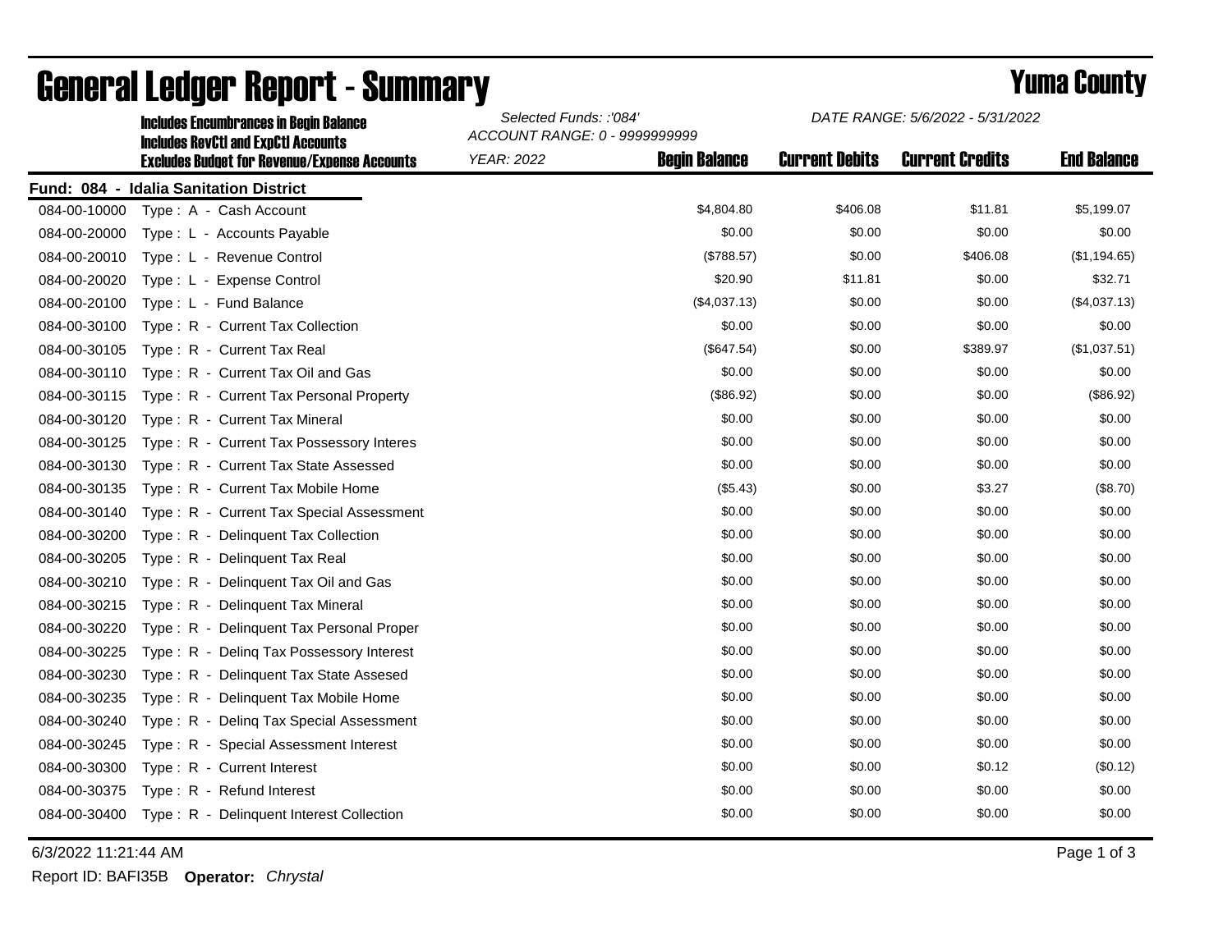# General Ledger Report - Summary

## Yuma County

**Includes Encumbrances in Begin Balance**
**Includes RevCtl and ExpCtl Accounts**
**Excludes Budget for Revenue/Expense Accounts**

*Selected Funds: :'084'*
*ACCOUNT RANGE: 0 - 9999999999*
*YEAR: 2022*
*DATE RANGE: 5/6/2022 - 5/31/2022*

**Fund: 084 - Idalia Sanitation District**

| Account | Description | Begin Balance | Current Debits | Current Credits | End Balance |
|---|---|---|---|---|---|
| 084-00-10000 | Type : A - Cash Account | $4,804.80 | $406.08 | $11.81 | $5,199.07 |
| 084-00-20000 | Type : L - Accounts Payable | $0.00 | $0.00 | $0.00 | $0.00 |
| 084-00-20010 | Type : L - Revenue Control | ($788.57) | $0.00 | $406.08 | ($1,194.65) |
| 084-00-20020 | Type : L - Expense Control | $20.90 | $11.81 | $0.00 | $32.71 |
| 084-00-20100 | Type : L - Fund Balance | ($4,037.13) | $0.00 | $0.00 | ($4,037.13) |
| 084-00-30100 | Type : R - Current Tax Collection | $0.00 | $0.00 | $0.00 | $0.00 |
| 084-00-30105 | Type : R - Current Tax Real | ($647.54) | $0.00 | $389.97 | ($1,037.51) |
| 084-00-30110 | Type : R - Current Tax Oil and Gas | $0.00 | $0.00 | $0.00 | $0.00 |
| 084-00-30115 | Type : R - Current Tax Personal Property | ($86.92) | $0.00 | $0.00 | ($86.92) |
| 084-00-30120 | Type : R - Current Tax Mineral | $0.00 | $0.00 | $0.00 | $0.00 |
| 084-00-30125 | Type : R - Current Tax Possessory Interes | $0.00 | $0.00 | $0.00 | $0.00 |
| 084-00-30130 | Type : R - Current Tax State Assessed | $0.00 | $0.00 | $0.00 | $0.00 |
| 084-00-30135 | Type : R - Current Tax Mobile Home | ($5.43) | $0.00 | $3.27 | ($8.70) |
| 084-00-30140 | Type : R - Current Tax Special Assessment | $0.00 | $0.00 | $0.00 | $0.00 |
| 084-00-30200 | Type : R - Delinquent Tax Collection | $0.00 | $0.00 | $0.00 | $0.00 |
| 084-00-30205 | Type : R - Delinquent Tax Real | $0.00 | $0.00 | $0.00 | $0.00 |
| 084-00-30210 | Type : R - Delinquent Tax Oil and Gas | $0.00 | $0.00 | $0.00 | $0.00 |
| 084-00-30215 | Type : R - Delinquent Tax Mineral | $0.00 | $0.00 | $0.00 | $0.00 |
| 084-00-30220 | Type : R - Delinquent Tax Personal Proper | $0.00 | $0.00 | $0.00 | $0.00 |
| 084-00-30225 | Type : R - Delinq Tax Possessory Interest | $0.00 | $0.00 | $0.00 | $0.00 |
| 084-00-30230 | Type : R - Delinquent Tax State Assesed | $0.00 | $0.00 | $0.00 | $0.00 |
| 084-00-30235 | Type : R - Delinquent Tax Mobile Home | $0.00 | $0.00 | $0.00 | $0.00 |
| 084-00-30240 | Type : R - Delinq Tax Special Assessment | $0.00 | $0.00 | $0.00 | $0.00 |
| 084-00-30245 | Type : R - Special Assessment Interest | $0.00 | $0.00 | $0.00 | $0.00 |
| 084-00-30300 | Type : R - Current Interest | $0.00 | $0.00 | $0.12 | ($0.12) |
| 084-00-30375 | Type : R - Refund Interest | $0.00 | $0.00 | $0.00 | $0.00 |
| 084-00-30400 | Type : R - Delinquent Interest Collection | $0.00 | $0.00 | $0.00 | $0.00 |

6/3/2022 11:21:44 AM

Report ID: BAFI35B **Operator:** *Chrystal*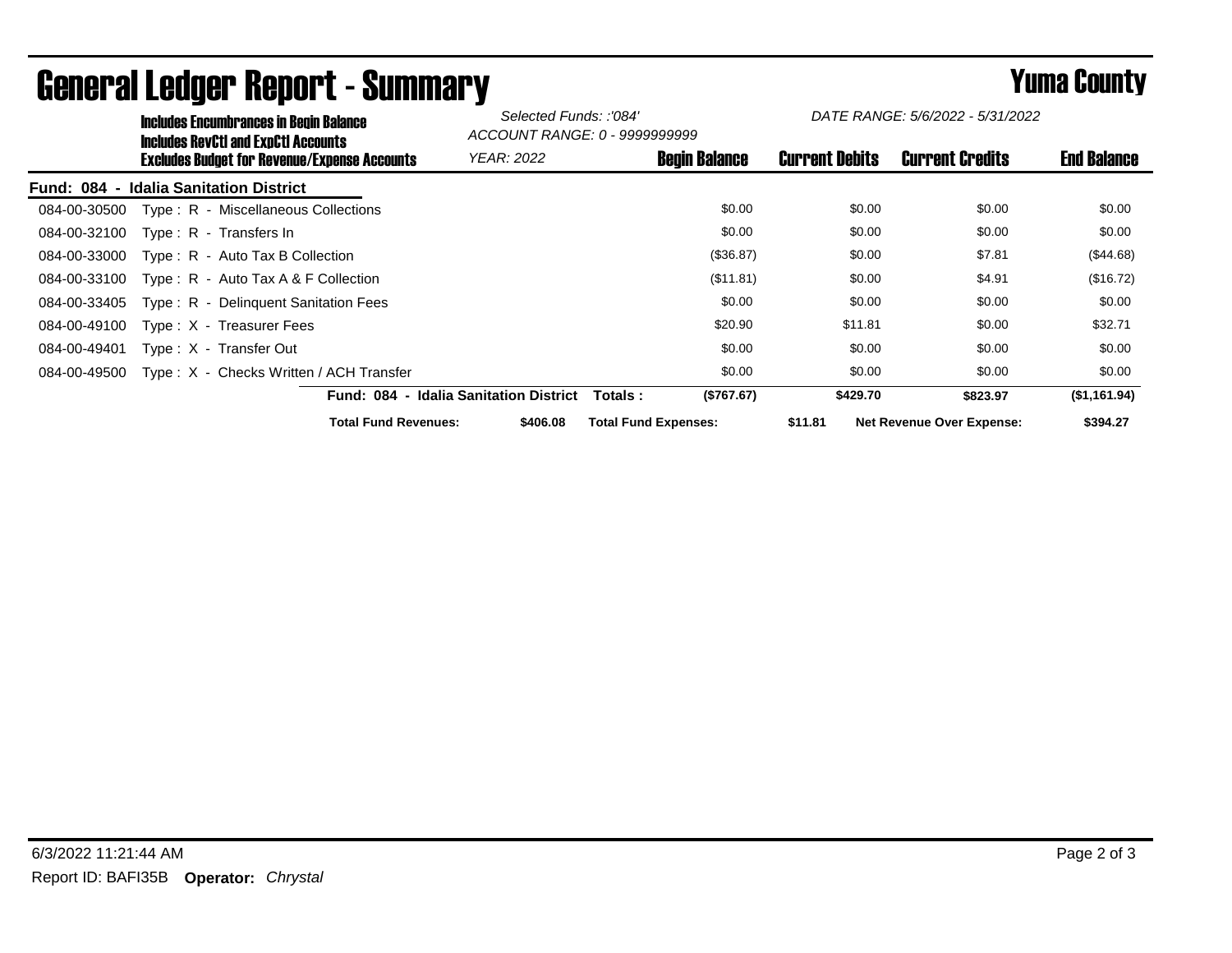# General Ledger Report - Summary

## Yuma County

**Includes Encumbrances in Begin Balance**
**Includes RevCtl and ExpCtl Accounts**
**Excludes Budget for Revenue/Expense Accounts**

*Selected Funds: :'084'*
*ACCOUNT RANGE: 0 - 9999999999*
*YEAR: 2022*
*DATE RANGE: 5/6/2022 - 5/31/2022*

**Fund: 084 - Idalia Sanitation District**

| Account | Description | Begin Balance | Current Debits | Current Credits | End Balance |
|---|---|---|---|---|---|
| 084-00-30500 | Type : R - Miscellaneous Collections | $0.00 | $0.00 | $0.00 | $0.00 |
| 084-00-32100 | Type : R - Transfers In | $0.00 | $0.00 | $0.00 | $0.00 |
| 084-00-33000 | Type : R - Auto Tax B Collection | ($36.87) | $0.00 | $7.81 | ($44.68) |
| 084-00-33100 | Type : R - Auto Tax A & F Collection | ($11.81) | $0.00 | $4.91 | ($16.72) |
| 084-00-33405 | Type : R - Delinquent Sanitation Fees | $0.00 | $0.00 | $0.00 | $0.00 |
| 084-00-49100 | Type : X - Treasurer Fees | $20.90 | $11.81 | $0.00 | $32.71 |
| 084-00-49401 | Type : X - Transfer Out | $0.00 | $0.00 | $0.00 | $0.00 |
| 084-00-49500 | Type : X - Checks Written / ACH Transfer | $0.00 | $0.00 | $0.00 | $0.00 |
| | **Fund: 084 - Idalia Sanitation District Totals :** | **($767.67)** | **$429.70** | **$823.97** | **($1,161.94)** |

**Total Fund Revenues:** $406.08 **Total Fund Expenses:** $11.81 **Net Revenue Over Expense:** $394.27

6/3/2022 11:21:44 AM
Report ID: BAFI35B **Operator:** *Chrystal*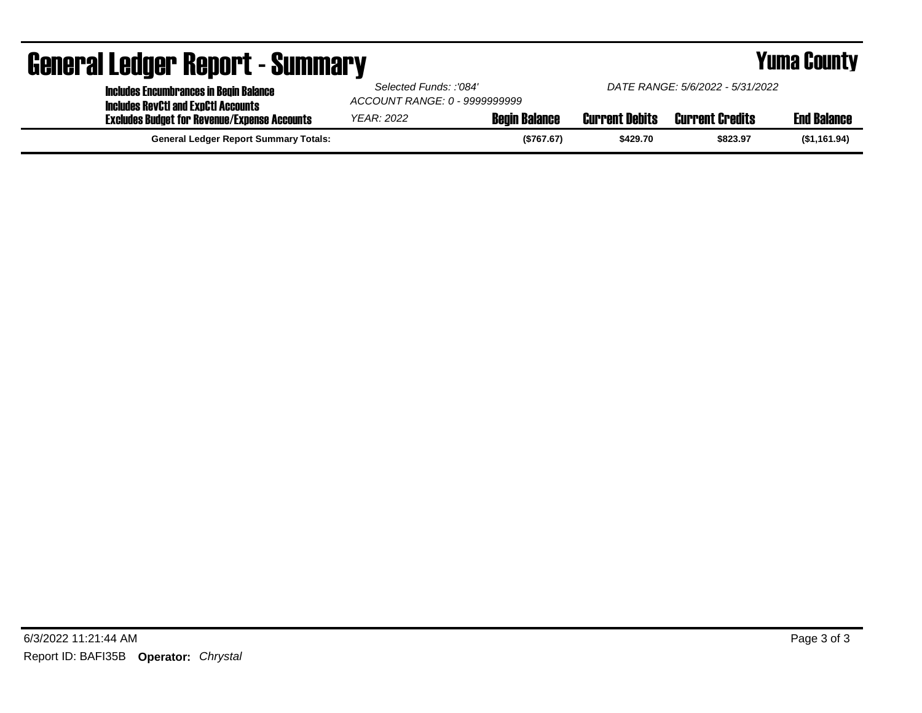# General Ledger Report - Summary

## Yuma County

Includes Encumbrances in Begin Balance
Includes RevCtl and ExpCtl Accounts
Excludes Budget for Revenue/Expense Accounts

*Selected Funds: :'084'*
*ACCOUNT RANGE: 0 - 9999999999*
*YEAR: 2022*

*DATE RANGE: 5/6/2022 - 5/31/2022*

| | Begin Balance | Current Debits | Current Credits | End Balance |
|---|---|---|---|---|
| **General Ledger Report Summary Totals:** | **($767.67)** | **$429.70** | **$823.97** | **($1,161.94)** |

6/3/2022 11:21:44 AM

Report ID: BAFI35B **Operator:** *Chrystal*